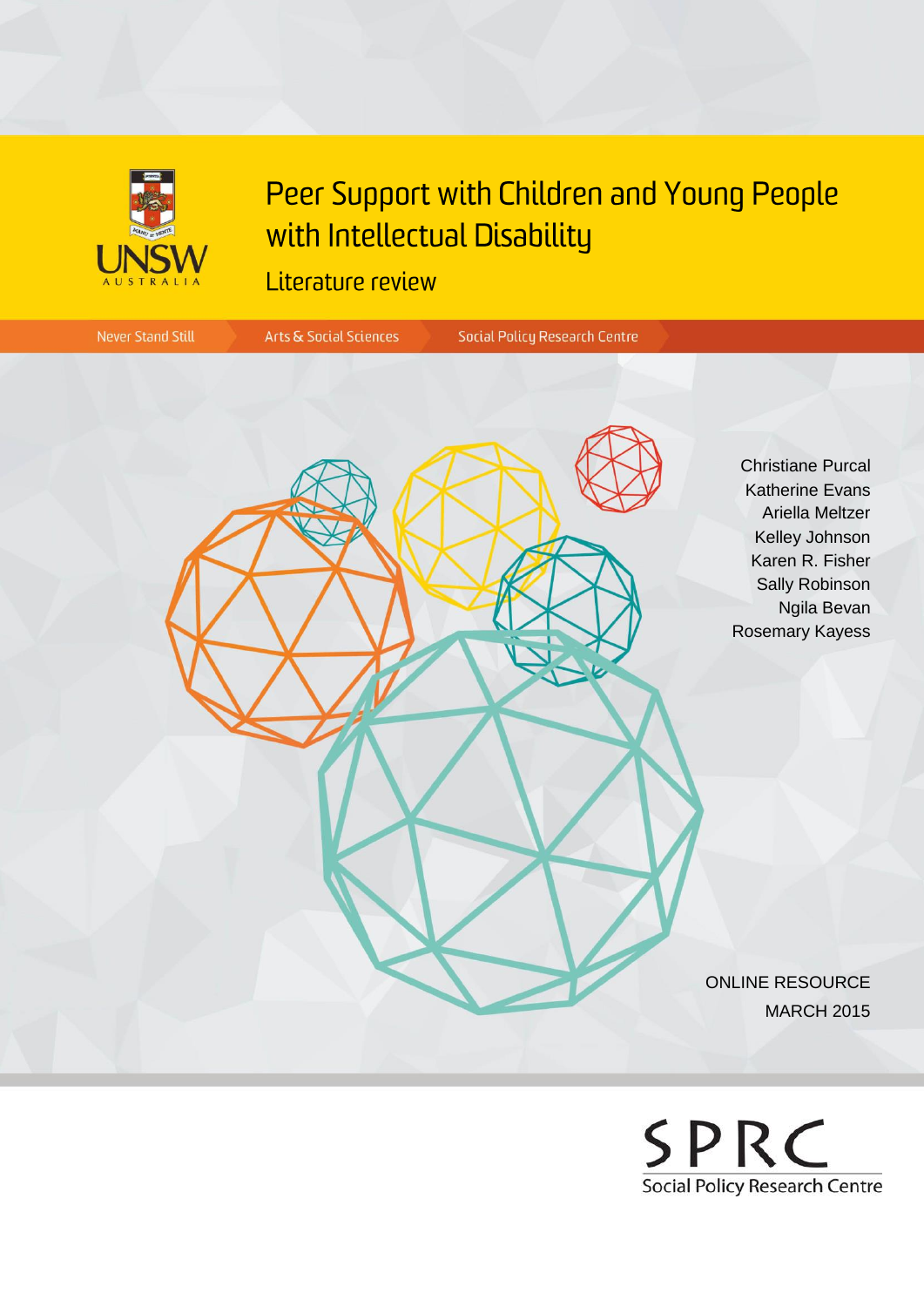UNSW AUSTRALIA

# Peer Support with Children and Young People with Intellectual Disability

## Literature review

Never Stand Still | Arts & Social Sciences | Social Policy Research Centre

Christiane Purcal
Katherine Evans
Ariella Meltzer
Kelley Johnson
Karen R. Fisher
Sally Robinson
Ngila Bevan
Rosemary Kayess

ONLINE RESOURCE
MARCH 2015

SPRC
Social Policy Research Centre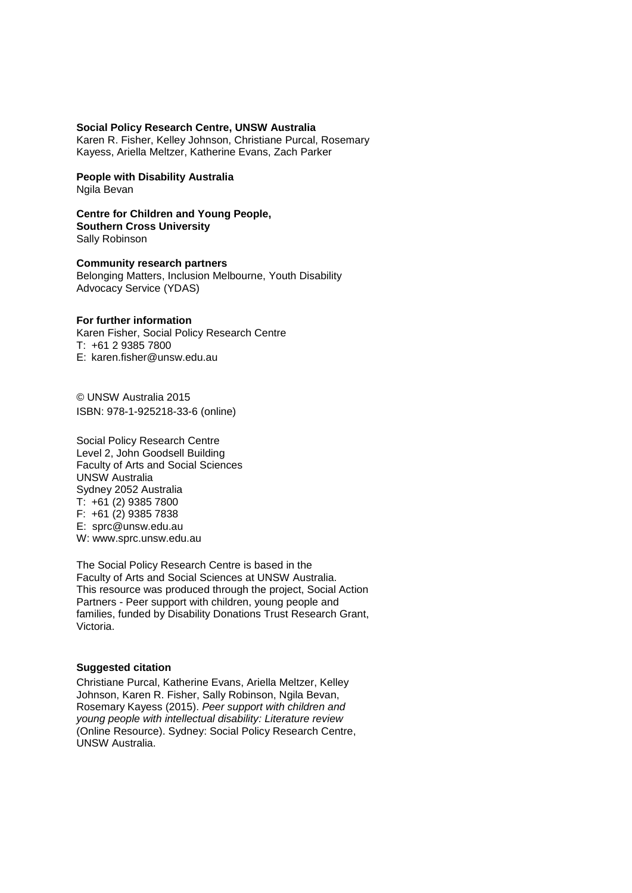**Social Policy Research Centre, UNSW Australia**
Karen R. Fisher, Kelley Johnson, Christiane Purcal, Rosemary Kayess, Ariella Meltzer, Katherine Evans, Zach Parker

**People with Disability Australia**
Ngila Bevan

**Centre for Children and Young People, Southern Cross University**
Sally Robinson

**Community research partners**
Belonging Matters, Inclusion Melbourne, Youth Disability Advocacy Service (YDAS)

**For further information**
Karen Fisher, Social Policy Research Centre
T: +61 2 9385 7800
E: karen.fisher@unsw.edu.au

© UNSW Australia 2015
ISBN: 978-1-925218-33-6 (online)

Social Policy Research Centre
Level 2, John Goodsell Building
Faculty of Arts and Social Sciences
UNSW Australia
Sydney 2052 Australia
T: +61 (2) 9385 7800
F: +61 (2) 9385 7838
E: sprc@unsw.edu.au
W: www.sprc.unsw.edu.au

The Social Policy Research Centre is based in the Faculty of Arts and Social Sciences at UNSW Australia. This resource was produced through the project, Social Action Partners - Peer support with children, young people and families, funded by Disability Donations Trust Research Grant, Victoria.

**Suggested citation**

Christiane Purcal, Katherine Evans, Ariella Meltzer, Kelley Johnson, Karen R. Fisher, Sally Robinson, Ngila Bevan, Rosemary Kayess (2015). *Peer support with children and young people with intellectual disability: Literature review* (Online Resource). Sydney: Social Policy Research Centre, UNSW Australia.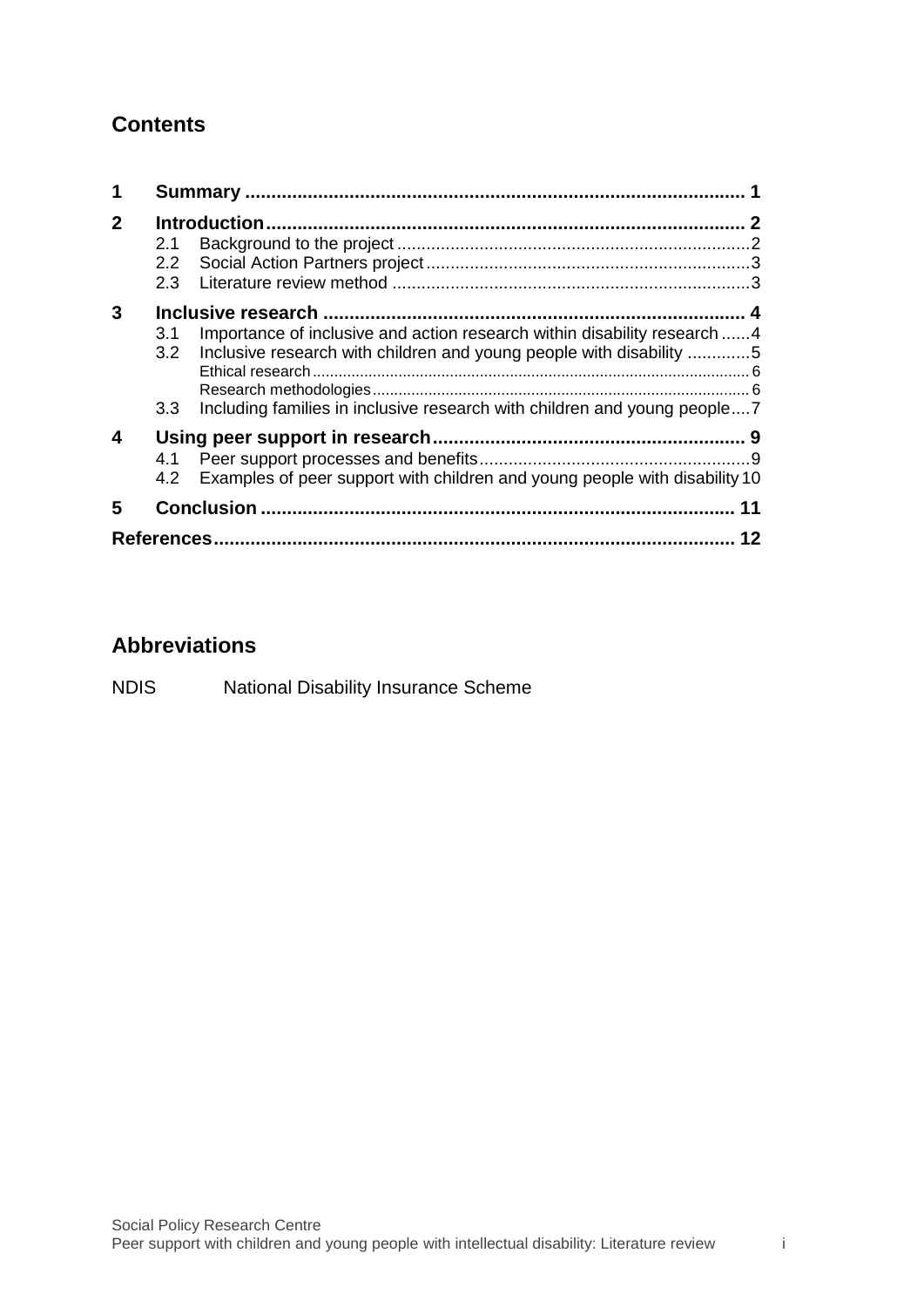## Contents

| | | |
|---|---|---|
| **1** | **Summary** | **1** |
| **2** | **Introduction** | **2** |
| | 2.1 Background to the project | 2 |
| | 2.2 Social Action Partners project | 3 |
| | 2.3 Literature review method | 3 |
| **3** | **Inclusive research** | **4** |
| | 3.1 Importance of inclusive and action research within disability research | 4 |
| | 3.2 Inclusive research with children and young people with disability | 5 |
| | Ethical research | 6 |
| | Research methodologies | 6 |
| | 3.3 Including families in inclusive research with children and young people | 7 |
| **4** | **Using peer support in research** | **9** |
| | 4.1 Peer support processes and benefits | 9 |
| | 4.2 Examples of peer support with children and young people with disability | 10 |
| **5** | **Conclusion** | **11** |
| | **References** | **12** |

## Abbreviations

NDIS National Disability Insurance Scheme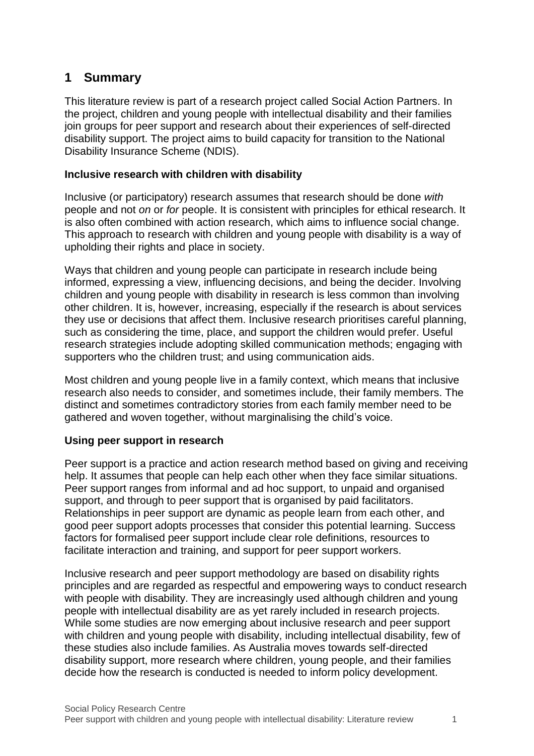# 1 Summary

This literature review is part of a research project called Social Action Partners. In the project, children and young people with intellectual disability and their families join groups for peer support and research about their experiences of self-directed disability support. The project aims to build capacity for transition to the National Disability Insurance Scheme (NDIS).

**Inclusive research with children with disability**

Inclusive (or participatory) research assumes that research should be done *with* people and not *on* or *for* people. It is consistent with principles for ethical research. It is also often combined with action research, which aims to influence social change. This approach to research with children and young people with disability is a way of upholding their rights and place in society.

Ways that children and young people can participate in research include being informed, expressing a view, influencing decisions, and being the decider. Involving children and young people with disability in research is less common than involving other children. It is, however, increasing, especially if the research is about services they use or decisions that affect them. Inclusive research prioritises careful planning, such as considering the time, place, and support the children would prefer. Useful research strategies include adopting skilled communication methods; engaging with supporters who the children trust; and using communication aids.

Most children and young people live in a family context, which means that inclusive research also needs to consider, and sometimes include, their family members. The distinct and sometimes contradictory stories from each family member need to be gathered and woven together, without marginalising the child's voice.

**Using peer support in research**

Peer support is a practice and action research method based on giving and receiving help. It assumes that people can help each other when they face similar situations. Peer support ranges from informal and ad hoc support, to unpaid and organised support, and through to peer support that is organised by paid facilitators. Relationships in peer support are dynamic as people learn from each other, and good peer support adopts processes that consider this potential learning. Success factors for formalised peer support include clear role definitions, resources to facilitate interaction and training, and support for peer support workers.

Inclusive research and peer support methodology are based on disability rights principles and are regarded as respectful and empowering ways to conduct research with people with disability. They are increasingly used although children and young people with intellectual disability are as yet rarely included in research projects. While some studies are now emerging about inclusive research and peer support with children and young people with disability, including intellectual disability, few of these studies also include families. As Australia moves towards self-directed disability support, more research where children, young people, and their families decide how the research is conducted is needed to inform policy development.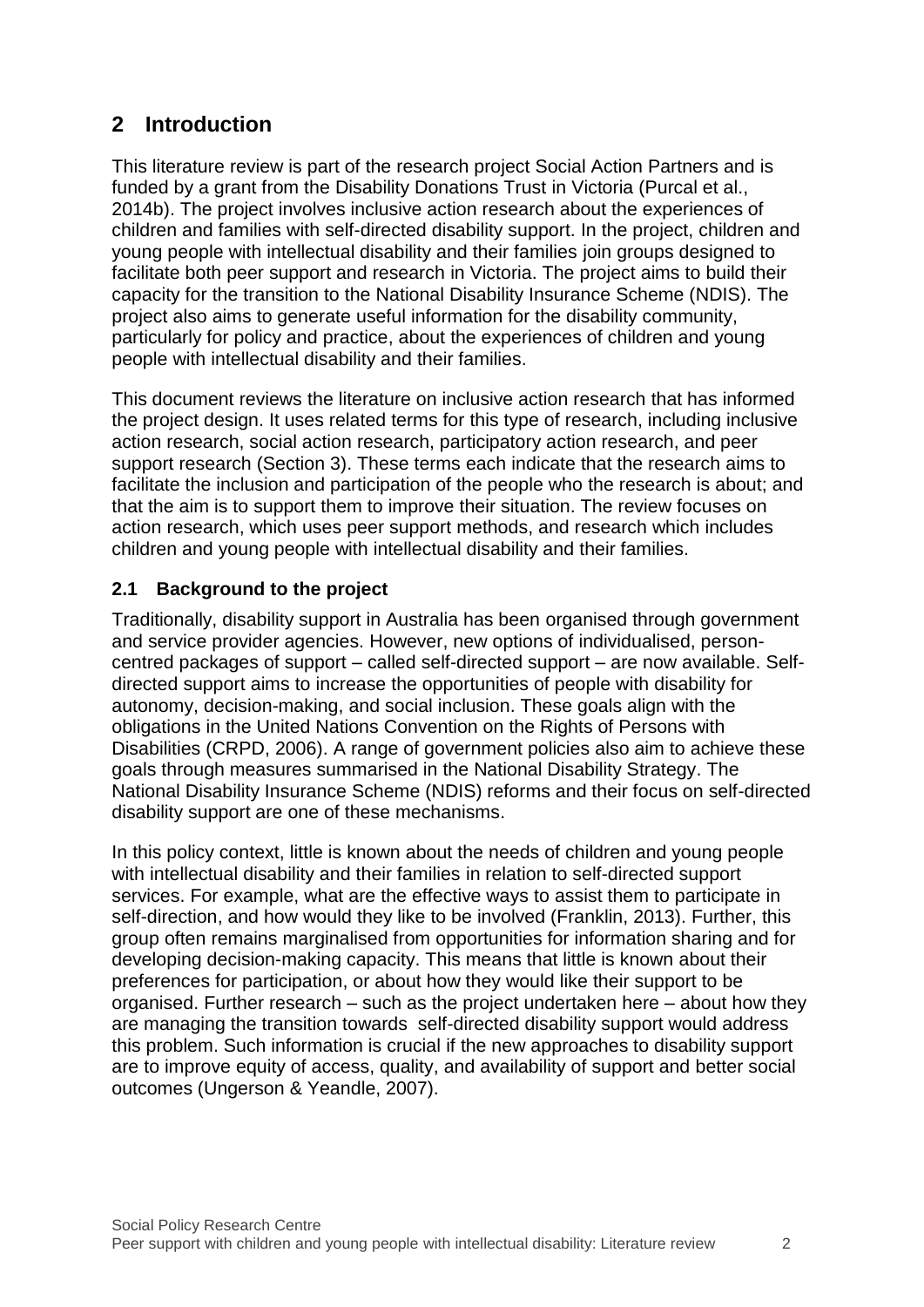## 2 Introduction

This literature review is part of the research project Social Action Partners and is funded by a grant from the Disability Donations Trust in Victoria (Purcal et al., 2014b). The project involves inclusive action research about the experiences of children and families with self-directed disability support. In the project, children and young people with intellectual disability and their families join groups designed to facilitate both peer support and research in Victoria. The project aims to build their capacity for the transition to the National Disability Insurance Scheme (NDIS). The project also aims to generate useful information for the disability community, particularly for policy and practice, about the experiences of children and young people with intellectual disability and their families.

This document reviews the literature on inclusive action research that has informed the project design. It uses related terms for this type of research, including inclusive action research, social action research, participatory action research, and peer support research (Section 3). These terms each indicate that the research aims to facilitate the inclusion and participation of the people who the research is about; and that the aim is to support them to improve their situation. The review focuses on action research, which uses peer support methods, and research which includes children and young people with intellectual disability and their families.

### 2.1 Background to the project

Traditionally, disability support in Australia has been organised through government and service provider agencies. However, new options of individualised, person-centred packages of support – called self-directed support – are now available. Self-directed support aims to increase the opportunities of people with disability for autonomy, decision-making, and social inclusion. These goals align with the obligations in the United Nations Convention on the Rights of Persons with Disabilities (CRPD, 2006). A range of government policies also aim to achieve these goals through measures summarised in the National Disability Strategy. The National Disability Insurance Scheme (NDIS) reforms and their focus on self-directed disability support are one of these mechanisms.

In this policy context, little is known about the needs of children and young people with intellectual disability and their families in relation to self-directed support services. For example, what are the effective ways to assist them to participate in self-direction, and how would they like to be involved (Franklin, 2013). Further, this group often remains marginalised from opportunities for information sharing and for developing decision-making capacity. This means that little is known about their preferences for participation, or about how they would like their support to be organised. Further research – such as the project undertaken here – about how they are managing the transition towards self-directed disability support would address this problem. Such information is crucial if the new approaches to disability support are to improve equity of access, quality, and availability of support and better social outcomes (Ungerson & Yeandle, 2007).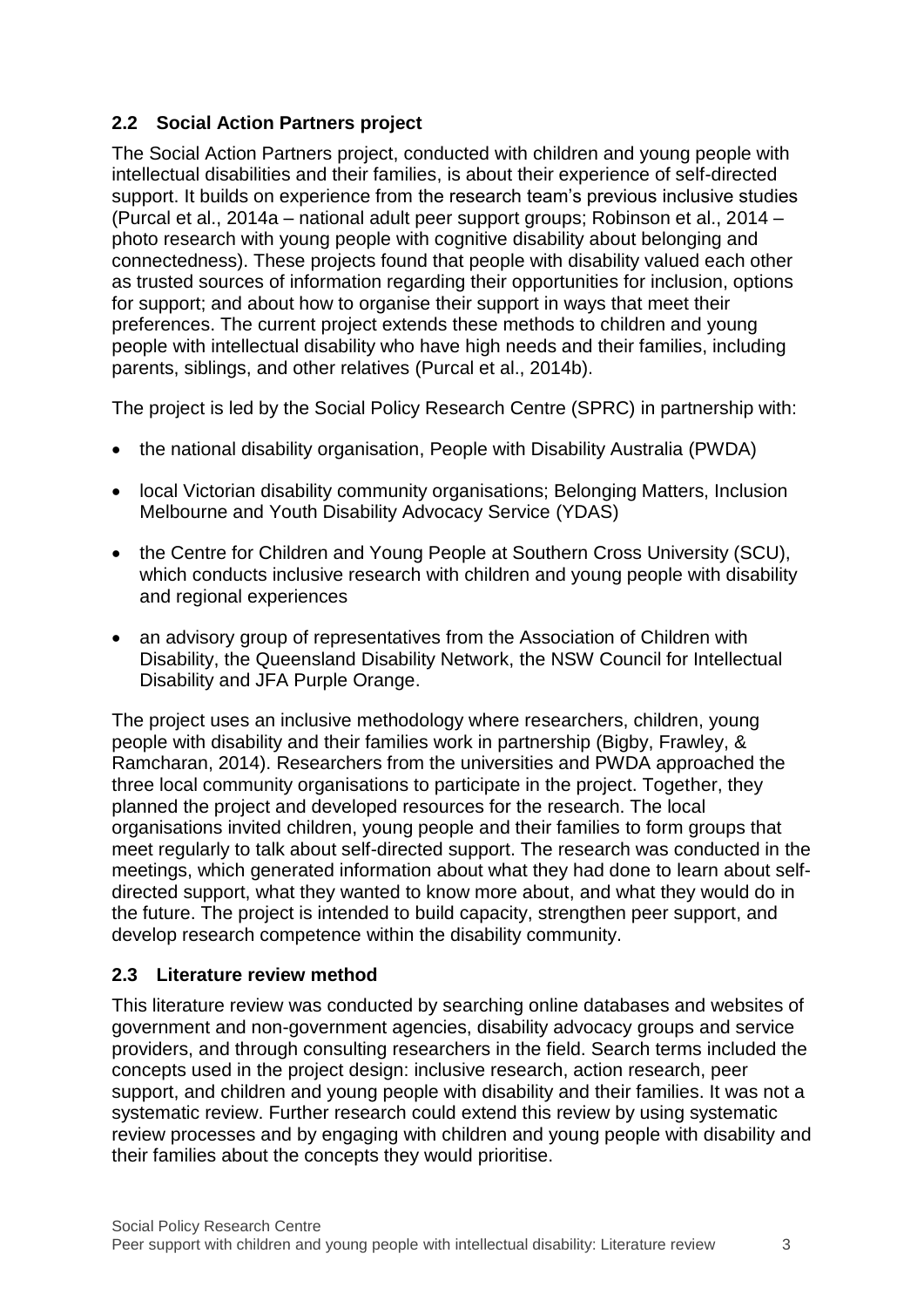## 2.2 Social Action Partners project

The Social Action Partners project, conducted with children and young people with intellectual disabilities and their families, is about their experience of self-directed support. It builds on experience from the research team's previous inclusive studies (Purcal et al., 2014a – national adult peer support groups; Robinson et al., 2014 – photo research with young people with cognitive disability about belonging and connectedness). These projects found that people with disability valued each other as trusted sources of information regarding their opportunities for inclusion, options for support; and about how to organise their support in ways that meet their preferences. The current project extends these methods to children and young people with intellectual disability who have high needs and their families, including parents, siblings, and other relatives (Purcal et al., 2014b).

The project is led by the Social Policy Research Centre (SPRC) in partnership with:

- the national disability organisation, People with Disability Australia (PWDA)
- local Victorian disability community organisations; Belonging Matters, Inclusion Melbourne and Youth Disability Advocacy Service (YDAS)
- the Centre for Children and Young People at Southern Cross University (SCU), which conducts inclusive research with children and young people with disability and regional experiences
- an advisory group of representatives from the Association of Children with Disability, the Queensland Disability Network, the NSW Council for Intellectual Disability and JFA Purple Orange.

The project uses an inclusive methodology where researchers, children, young people with disability and their families work in partnership (Bigby, Frawley, & Ramcharan, 2014). Researchers from the universities and PWDA approached the three local community organisations to participate in the project. Together, they planned the project and developed resources for the research. The local organisations invited children, young people and their families to form groups that meet regularly to talk about self-directed support. The research was conducted in the meetings, which generated information about what they had done to learn about self-directed support, what they wanted to know more about, and what they would do in the future. The project is intended to build capacity, strengthen peer support, and develop research competence within the disability community.

## 2.3 Literature review method

This literature review was conducted by searching online databases and websites of government and non-government agencies, disability advocacy groups and service providers, and through consulting researchers in the field. Search terms included the concepts used in the project design: inclusive research, action research, peer support, and children and young people with disability and their families. It was not a systematic review. Further research could extend this review by using systematic review processes and by engaging with children and young people with disability and their families about the concepts they would prioritise.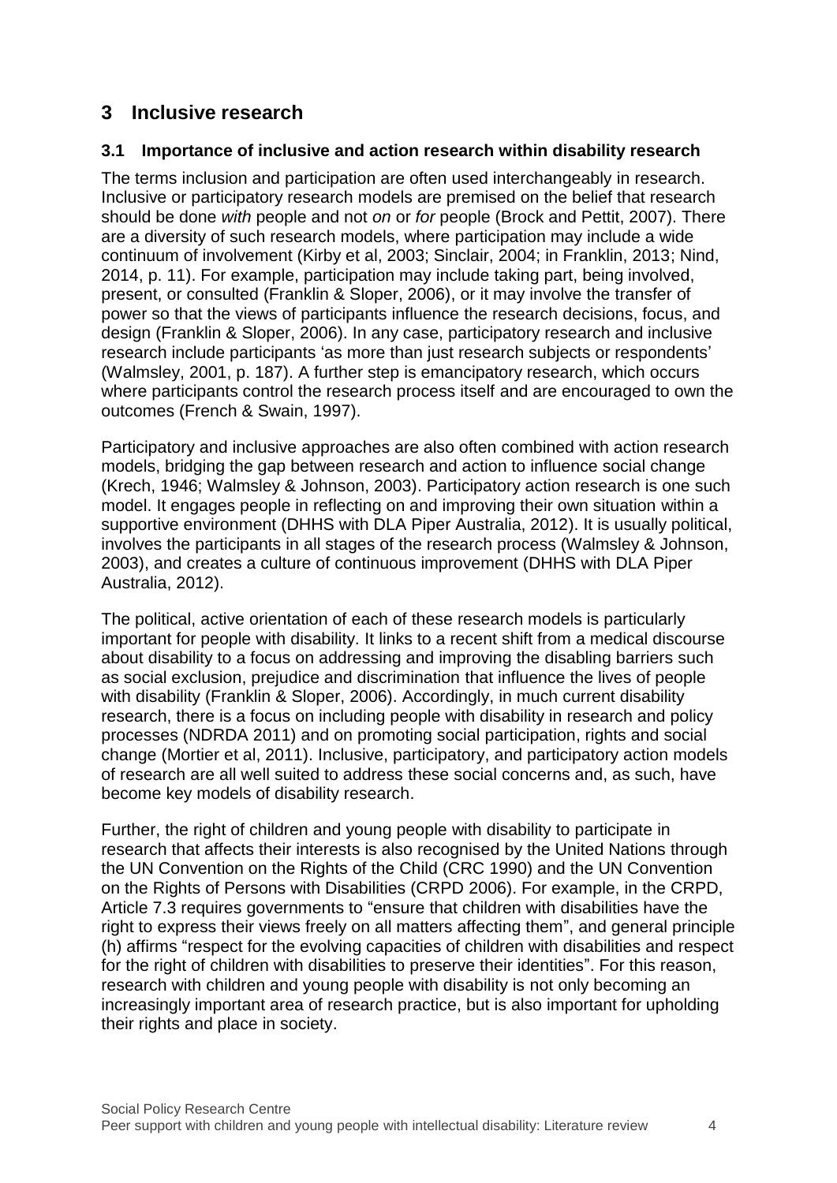# 3 Inclusive research

## 3.1 Importance of inclusive and action research within disability research

The terms inclusion and participation are often used interchangeably in research. Inclusive or participatory research models are premised on the belief that research should be done *with* people and not *on* or *for* people (Brock and Pettit, 2007). There are a diversity of such research models, where participation may include a wide continuum of involvement (Kirby et al, 2003; Sinclair, 2004; in Franklin, 2013; Nind, 2014, p. 11). For example, participation may include taking part, being involved, present, or consulted (Franklin & Sloper, 2006), or it may involve the transfer of power so that the views of participants influence the research decisions, focus, and design (Franklin & Sloper, 2006). In any case, participatory research and inclusive research include participants 'as more than just research subjects or respondents' (Walmsley, 2001, p. 187). A further step is emancipatory research, which occurs where participants control the research process itself and are encouraged to own the outcomes (French & Swain, 1997).

Participatory and inclusive approaches are also often combined with action research models, bridging the gap between research and action to influence social change (Krech, 1946; Walmsley & Johnson, 2003). Participatory action research is one such model. It engages people in reflecting on and improving their own situation within a supportive environment (DHHS with DLA Piper Australia, 2012). It is usually political, involves the participants in all stages of the research process (Walmsley & Johnson, 2003), and creates a culture of continuous improvement (DHHS with DLA Piper Australia, 2012).

The political, active orientation of each of these research models is particularly important for people with disability. It links to a recent shift from a medical discourse about disability to a focus on addressing and improving the disabling barriers such as social exclusion, prejudice and discrimination that influence the lives of people with disability (Franklin & Sloper, 2006). Accordingly, in much current disability research, there is a focus on including people with disability in research and policy processes (NDRDA 2011) and on promoting social participation, rights and social change (Mortier et al, 2011). Inclusive, participatory, and participatory action models of research are all well suited to address these social concerns and, as such, have become key models of disability research.

Further, the right of children and young people with disability to participate in research that affects their interests is also recognised by the United Nations through the UN Convention on the Rights of the Child (CRC 1990) and the UN Convention on the Rights of Persons with Disabilities (CRPD 2006). For example, in the CRPD, Article 7.3 requires governments to "ensure that children with disabilities have the right to express their views freely on all matters affecting them", and general principle (h) affirms "respect for the evolving capacities of children with disabilities and respect for the right of children with disabilities to preserve their identities". For this reason, research with children and young people with disability is not only becoming an increasingly important area of research practice, but is also important for upholding their rights and place in society.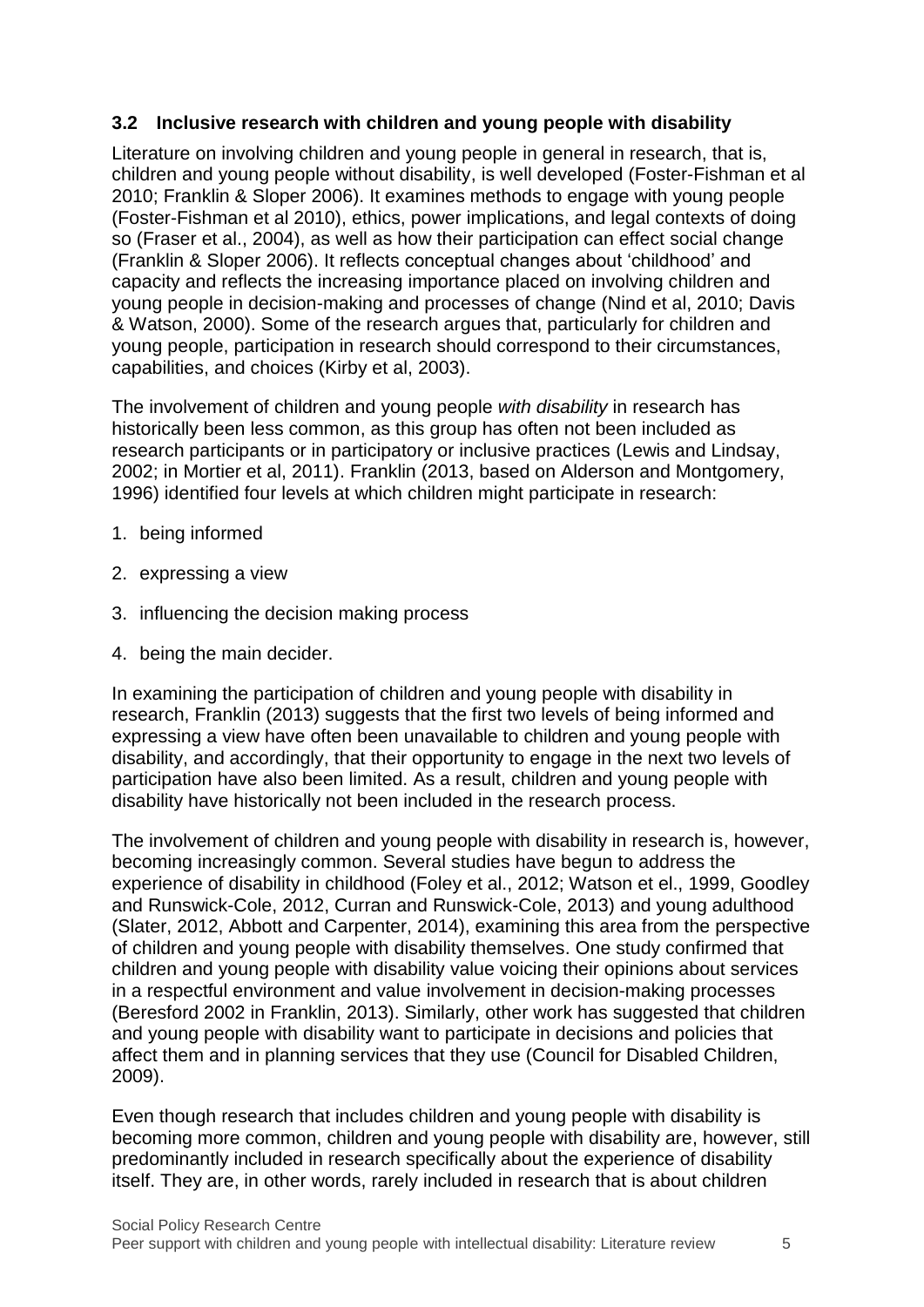### 3.2 Inclusive research with children and young people with disability

Literature on involving children and young people in general in research, that is, children and young people without disability, is well developed (Foster-Fishman et al 2010; Franklin & Sloper 2006). It examines methods to engage with young people (Foster-Fishman et al 2010), ethics, power implications, and legal contexts of doing so (Fraser et al., 2004), as well as how their participation can effect social change (Franklin & Sloper 2006). It reflects conceptual changes about 'childhood' and capacity and reflects the increasing importance placed on involving children and young people in decision-making and processes of change (Nind et al, 2010; Davis & Watson, 2000). Some of the research argues that, particularly for children and young people, participation in research should correspond to their circumstances, capabilities, and choices (Kirby et al, 2003).

The involvement of children and young people *with disability* in research has historically been less common, as this group has often not been included as research participants or in participatory or inclusive practices (Lewis and Lindsay, 2002; in Mortier et al, 2011). Franklin (2013, based on Alderson and Montgomery, 1996) identified four levels at which children might participate in research:

1. being informed
2. expressing a view
3. influencing the decision making process
4. being the main decider.

In examining the participation of children and young people with disability in research, Franklin (2013) suggests that the first two levels of being informed and expressing a view have often been unavailable to children and young people with disability, and accordingly, that their opportunity to engage in the next two levels of participation have also been limited. As a result, children and young people with disability have historically not been included in the research process.

The involvement of children and young people with disability in research is, however, becoming increasingly common. Several studies have begun to address the experience of disability in childhood (Foley et al., 2012; Watson et el., 1999, Goodley and Runswick-Cole, 2012, Curran and Runswick-Cole, 2013) and young adulthood (Slater, 2012, Abbott and Carpenter, 2014), examining this area from the perspective of children and young people with disability themselves. One study confirmed that children and young people with disability value voicing their opinions about services in a respectful environment and value involvement in decision-making processes (Beresford 2002 in Franklin, 2013). Similarly, other work has suggested that children and young people with disability want to participate in decisions and policies that affect them and in planning services that they use (Council for Disabled Children, 2009).

Even though research that includes children and young people with disability is becoming more common, children and young people with disability are, however, still predominantly included in research specifically about the experience of disability itself. They are, in other words, rarely included in research that is about children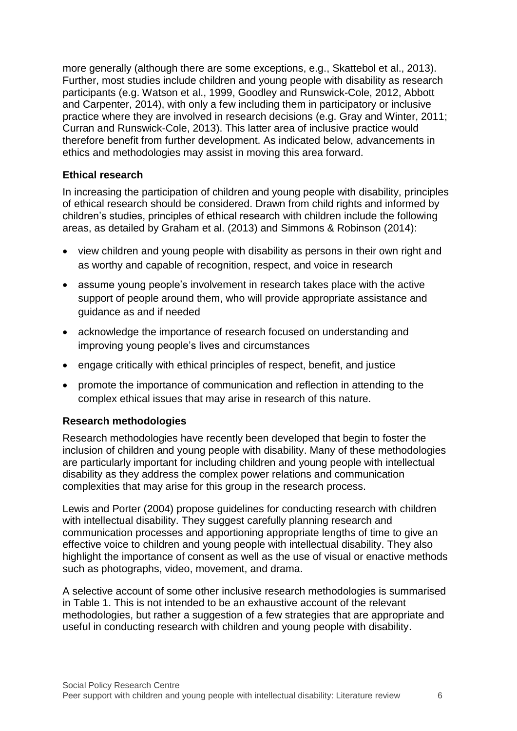more generally (although there are some exceptions, e.g., Skattebol et al., 2013). Further, most studies include children and young people with disability as research participants (e.g. Watson et al., 1999, Goodley and Runswick-Cole, 2012, Abbott and Carpenter, 2014), with only a few including them in participatory or inclusive practice where they are involved in research decisions (e.g. Gray and Winter, 2011; Curran and Runswick-Cole, 2013). This latter area of inclusive practice would therefore benefit from further development. As indicated below, advancements in ethics and methodologies may assist in moving this area forward.

### Ethical research

In increasing the participation of children and young people with disability, principles of ethical research should be considered. Drawn from child rights and informed by children's studies, principles of ethical research with children include the following areas, as detailed by Graham et al. (2013) and Simmons & Robinson (2014):

- view children and young people with disability as persons in their own right and as worthy and capable of recognition, respect, and voice in research
- assume young people's involvement in research takes place with the active support of people around them, who will provide appropriate assistance and guidance as and if needed
- acknowledge the importance of research focused on understanding and improving young people's lives and circumstances
- engage critically with ethical principles of respect, benefit, and justice
- promote the importance of communication and reflection in attending to the complex ethical issues that may arise in research of this nature.

### Research methodologies

Research methodologies have recently been developed that begin to foster the inclusion of children and young people with disability. Many of these methodologies are particularly important for including children and young people with intellectual disability as they address the complex power relations and communication complexities that may arise for this group in the research process.

Lewis and Porter (2004) propose guidelines for conducting research with children with intellectual disability. They suggest carefully planning research and communication processes and apportioning appropriate lengths of time to give an effective voice to children and young people with intellectual disability. They also highlight the importance of consent as well as the use of visual or enactive methods such as photographs, video, movement, and drama.

A selective account of some other inclusive research methodologies is summarised in Table 1. This is not intended to be an exhaustive account of the relevant methodologies, but rather a suggestion of a few strategies that are appropriate and useful in conducting research with children and young people with disability.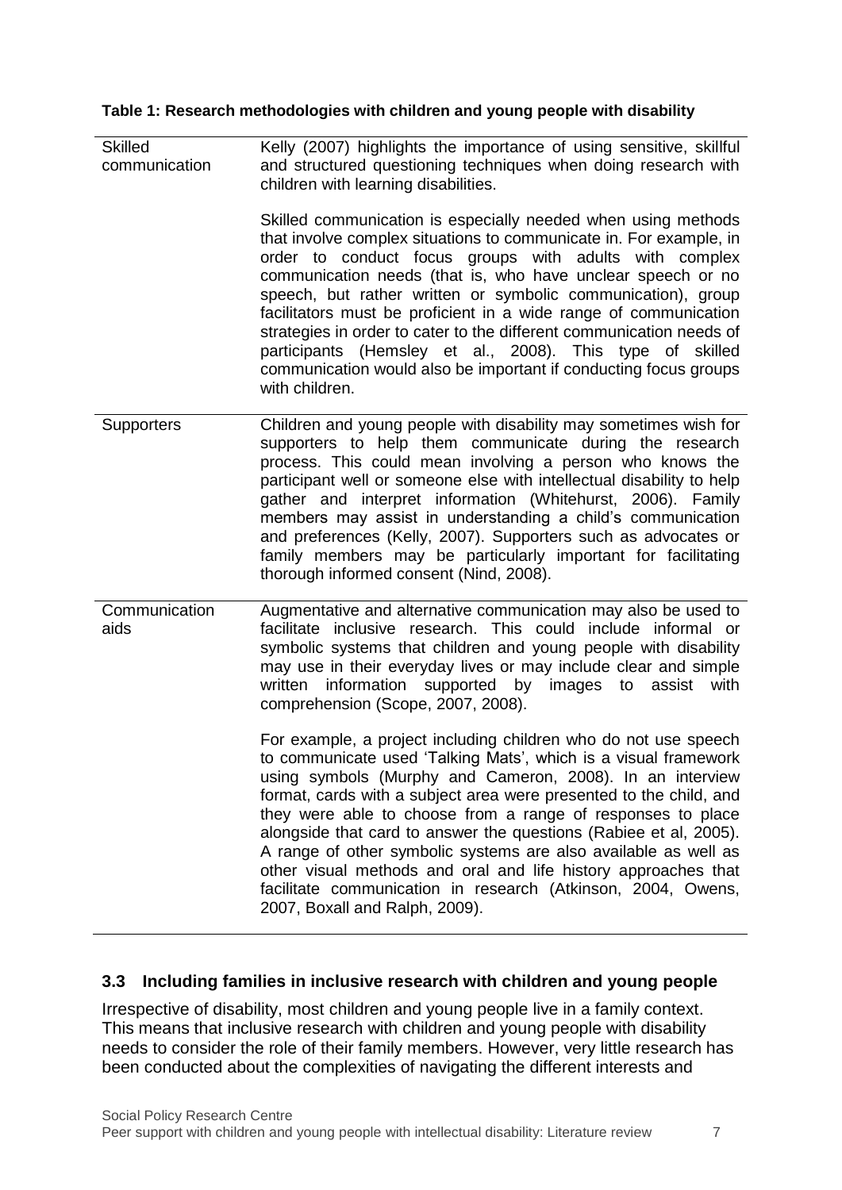**Table 1: Research methodologies with children and young people with disability**

| | |
|---|---|
| Skilled communication | Kelly (2007) highlights the importance of using sensitive, skillful and structured questioning techniques when doing research with children with learning disabilities.<br><br>Skilled communication is especially needed when using methods that involve complex situations to communicate in. For example, in order to conduct focus groups with adults with complex communication needs (that is, who have unclear speech or no speech, but rather written or symbolic communication), group facilitators must be proficient in a wide range of communication strategies in order to cater to the different communication needs of participants (Hemsley et al., 2008). This type of skilled communication would also be important if conducting focus groups with children. |
| Supporters | Children and young people with disability may sometimes wish for supporters to help them communicate during the research process. This could mean involving a person who knows the participant well or someone else with intellectual disability to help gather and interpret information (Whitehurst, 2006). Family members may assist in understanding a child's communication and preferences (Kelly, 2007). Supporters such as advocates or family members may be particularly important for facilitating thorough informed consent (Nind, 2008). |
| Communication aids | Augmentative and alternative communication may also be used to facilitate inclusive research. This could include informal or symbolic systems that children and young people with disability may use in their everyday lives or may include clear and simple written information supported by images to assist with comprehension (Scope, 2007, 2008).<br><br>For example, a project including children who do not use speech to communicate used 'Talking Mats', which is a visual framework using symbols (Murphy and Cameron, 2008). In an interview format, cards with a subject area were presented to the child, and they were able to choose from a range of responses to place alongside that card to answer the questions (Rabiee et al, 2005). A range of other symbolic systems are also available as well as other visual methods and oral and life history approaches that facilitate communication in research (Atkinson, 2004, Owens, 2007, Boxall and Ralph, 2009). |

## 3.3 Including families in inclusive research with children and young people

Irrespective of disability, most children and young people live in a family context. This means that inclusive research with children and young people with disability needs to consider the role of their family members. However, very little research has been conducted about the complexities of navigating the different interests and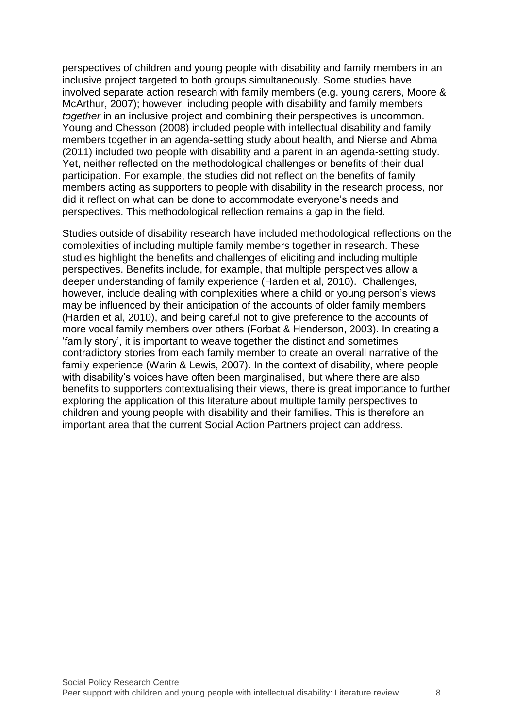perspectives of children and young people with disability and family members in an inclusive project targeted to both groups simultaneously. Some studies have involved separate action research with family members (e.g. young carers, Moore & McArthur, 2007); however, including people with disability and family members *together* in an inclusive project and combining their perspectives is uncommon. Young and Chesson (2008) included people with intellectual disability and family members together in an agenda-setting study about health, and Nierse and Abma (2011) included two people with disability and a parent in an agenda-setting study. Yet, neither reflected on the methodological challenges or benefits of their dual participation. For example, the studies did not reflect on the benefits of family members acting as supporters to people with disability in the research process, nor did it reflect on what can be done to accommodate everyone's needs and perspectives. This methodological reflection remains a gap in the field.

Studies outside of disability research have included methodological reflections on the complexities of including multiple family members together in research. These studies highlight the benefits and challenges of eliciting and including multiple perspectives. Benefits include, for example, that multiple perspectives allow a deeper understanding of family experience (Harden et al, 2010). Challenges, however, include dealing with complexities where a child or young person's views may be influenced by their anticipation of the accounts of older family members (Harden et al, 2010), and being careful not to give preference to the accounts of more vocal family members over others (Forbat & Henderson, 2003). In creating a 'family story', it is important to weave together the distinct and sometimes contradictory stories from each family member to create an overall narrative of the family experience (Warin & Lewis, 2007). In the context of disability, where people with disability's voices have often been marginalised, but where there are also benefits to supporters contextualising their views, there is great importance to further exploring the application of this literature about multiple family perspectives to children and young people with disability and their families. This is therefore an important area that the current Social Action Partners project can address.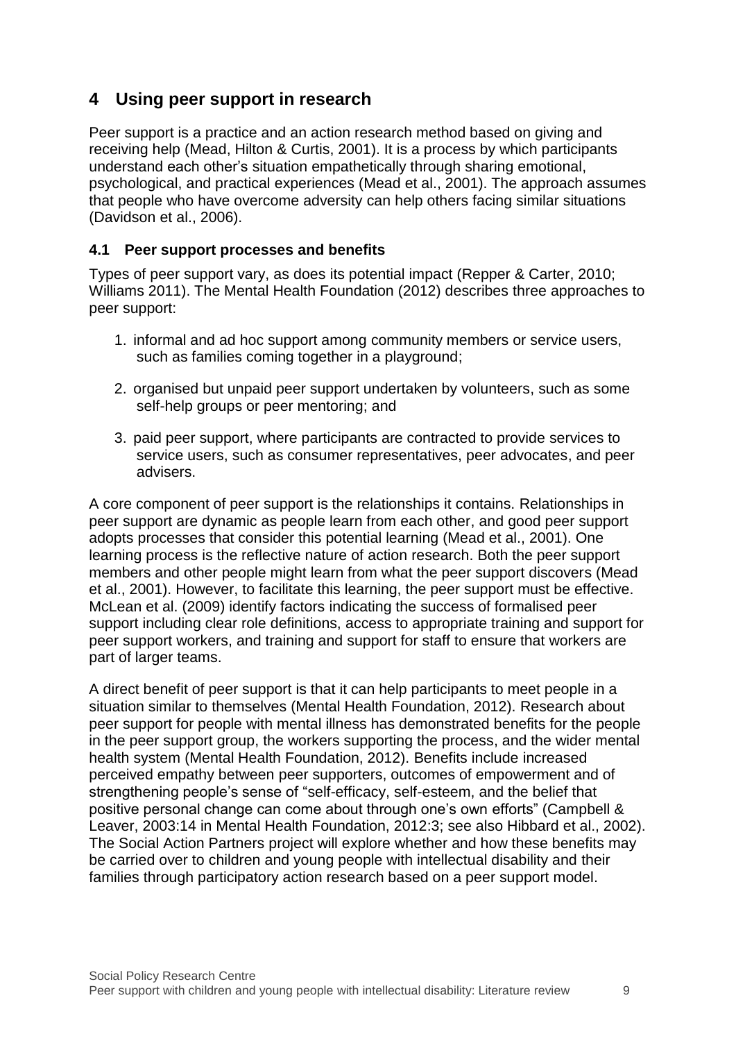# 4 Using peer support in research

Peer support is a practice and an action research method based on giving and receiving help (Mead, Hilton & Curtis, 2001). It is a process by which participants understand each other's situation empathetically through sharing emotional, psychological, and practical experiences (Mead et al., 2001). The approach assumes that people who have overcome adversity can help others facing similar situations (Davidson et al., 2006).

## 4.1 Peer support processes and benefits

Types of peer support vary, as does its potential impact (Repper & Carter, 2010; Williams 2011). The Mental Health Foundation (2012) describes three approaches to peer support:

1. informal and ad hoc support among community members or service users, such as families coming together in a playground;
2. organised but unpaid peer support undertaken by volunteers, such as some self-help groups or peer mentoring; and
3. paid peer support, where participants are contracted to provide services to service users, such as consumer representatives, peer advocates, and peer advisers.

A core component of peer support is the relationships it contains. Relationships in peer support are dynamic as people learn from each other, and good peer support adopts processes that consider this potential learning (Mead et al., 2001). One learning process is the reflective nature of action research. Both the peer support members and other people might learn from what the peer support discovers (Mead et al., 2001). However, to facilitate this learning, the peer support must be effective. McLean et al. (2009) identify factors indicating the success of formalised peer support including clear role definitions, access to appropriate training and support for peer support workers, and training and support for staff to ensure that workers are part of larger teams.

A direct benefit of peer support is that it can help participants to meet people in a situation similar to themselves (Mental Health Foundation, 2012). Research about peer support for people with mental illness has demonstrated benefits for the people in the peer support group, the workers supporting the process, and the wider mental health system (Mental Health Foundation, 2012). Benefits include increased perceived empathy between peer supporters, outcomes of empowerment and of strengthening people's sense of "self-efficacy, self-esteem, and the belief that positive personal change can come about through one's own efforts" (Campbell & Leaver, 2003:14 in Mental Health Foundation, 2012:3; see also Hibbard et al., 2002). The Social Action Partners project will explore whether and how these benefits may be carried over to children and young people with intellectual disability and their families through participatory action research based on a peer support model.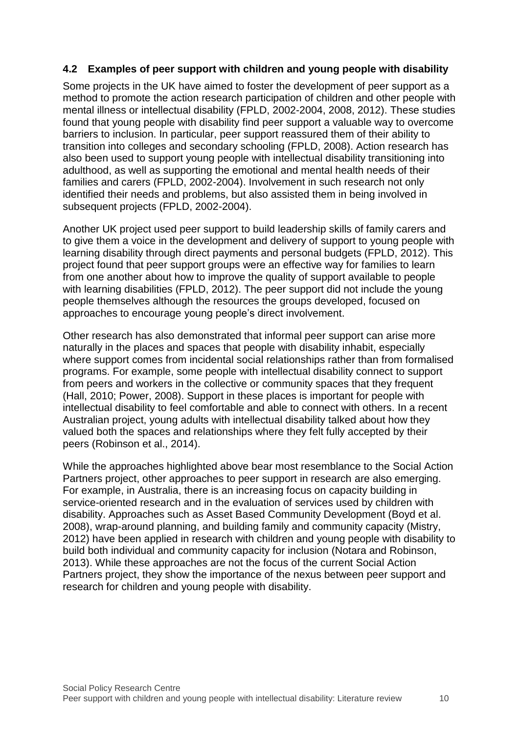### 4.2 Examples of peer support with children and young people with disability

Some projects in the UK have aimed to foster the development of peer support as a method to promote the action research participation of children and other people with mental illness or intellectual disability (FPLD, 2002-2004, 2008, 2012). These studies found that young people with disability find peer support a valuable way to overcome barriers to inclusion. In particular, peer support reassured them of their ability to transition into colleges and secondary schooling (FPLD, 2008). Action research has also been used to support young people with intellectual disability transitioning into adulthood, as well as supporting the emotional and mental health needs of their families and carers (FPLD, 2002-2004). Involvement in such research not only identified their needs and problems, but also assisted them in being involved in subsequent projects (FPLD, 2002-2004).

Another UK project used peer support to build leadership skills of family carers and to give them a voice in the development and delivery of support to young people with learning disability through direct payments and personal budgets (FPLD, 2012). This project found that peer support groups were an effective way for families to learn from one another about how to improve the quality of support available to people with learning disabilities (FPLD, 2012). The peer support did not include the young people themselves although the resources the groups developed, focused on approaches to encourage young people's direct involvement.

Other research has also demonstrated that informal peer support can arise more naturally in the places and spaces that people with disability inhabit, especially where support comes from incidental social relationships rather than from formalised programs. For example, some people with intellectual disability connect to support from peers and workers in the collective or community spaces that they frequent (Hall, 2010; Power, 2008). Support in these places is important for people with intellectual disability to feel comfortable and able to connect with others. In a recent Australian project, young adults with intellectual disability talked about how they valued both the spaces and relationships where they felt fully accepted by their peers (Robinson et al., 2014).

While the approaches highlighted above bear most resemblance to the Social Action Partners project, other approaches to peer support in research are also emerging. For example, in Australia, there is an increasing focus on capacity building in service-oriented research and in the evaluation of services used by children with disability. Approaches such as Asset Based Community Development (Boyd et al. 2008), wrap-around planning, and building family and community capacity (Mistry, 2012) have been applied in research with children and young people with disability to build both individual and community capacity for inclusion (Notara and Robinson, 2013). While these approaches are not the focus of the current Social Action Partners project, they show the importance of the nexus between peer support and research for children and young people with disability.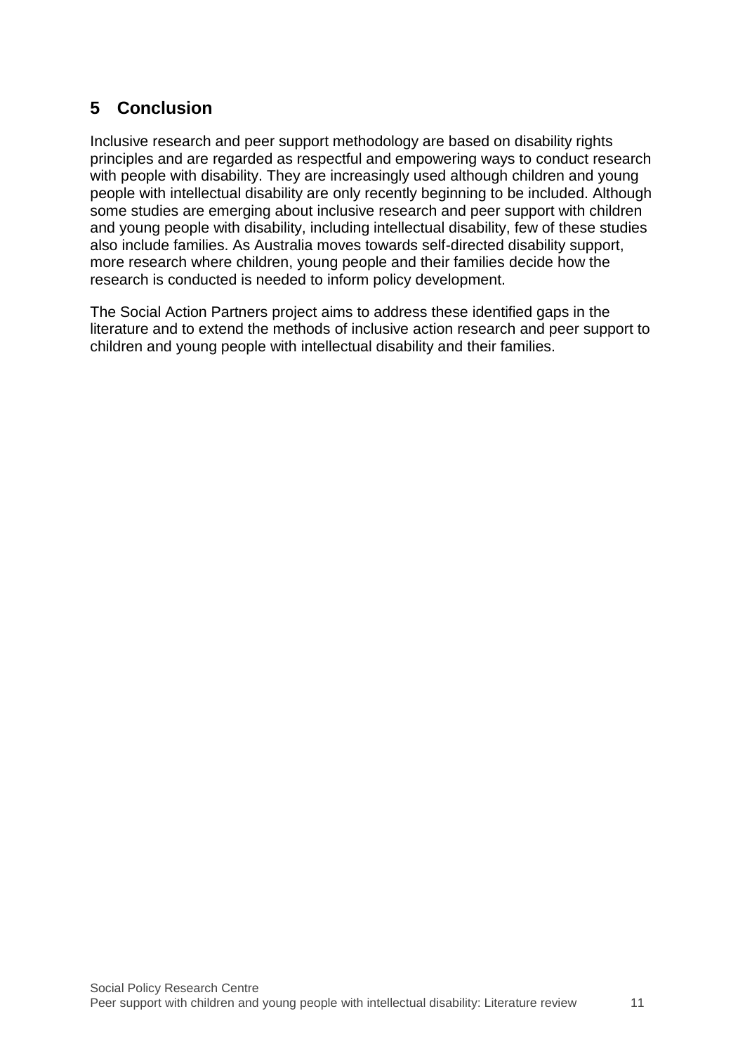## 5 Conclusion

Inclusive research and peer support methodology are based on disability rights principles and are regarded as respectful and empowering ways to conduct research with people with disability. They are increasingly used although children and young people with intellectual disability are only recently beginning to be included. Although some studies are emerging about inclusive research and peer support with children and young people with disability, including intellectual disability, few of these studies also include families. As Australia moves towards self-directed disability support, more research where children, young people and their families decide how the research is conducted is needed to inform policy development.

The Social Action Partners project aims to address these identified gaps in the literature and to extend the methods of inclusive action research and peer support to children and young people with intellectual disability and their families.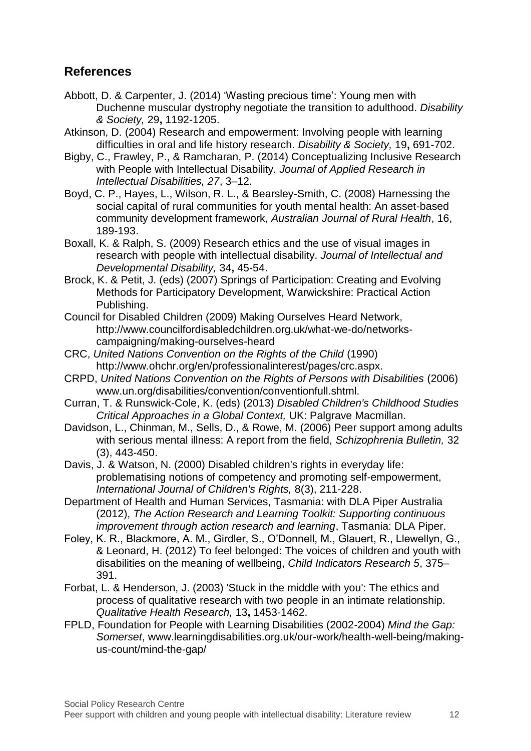## References

Abbott, D. & Carpenter, J. (2014) 'Wasting precious time': Young men with Duchenne muscular dystrophy negotiate the transition to adulthood. *Disability & Society,* 29**,** 1192-1205.

Atkinson, D. (2004) Research and empowerment: Involving people with learning difficulties in oral and life history research. *Disability & Society,* 19**,** 691-702.

Bigby, C., Frawley, P., & Ramcharan, P. (2014) Conceptualizing Inclusive Research with People with Intellectual Disability. *Journal of Applied Research in Intellectual Disabilities, 27*, 3–12.

Boyd, C. P., Hayes, L., Wilson, R. L., & Bearsley-Smith, C. (2008) Harnessing the social capital of rural communities for youth mental health: An asset-based community development framework, *Australian Journal of Rural Health*, 16, 189-193.

Boxall, K. & Ralph, S. (2009) Research ethics and the use of visual images in research with people with intellectual disability. *Journal of Intellectual and Developmental Disability,* 34**,** 45-54.

Brock, K. & Petit, J. (eds) (2007) Springs of Participation: Creating and Evolving Methods for Participatory Development, Warwickshire: Practical Action Publishing.

Council for Disabled Children (2009) Making Ourselves Heard Network, http://www.councilfordisabledchildren.org.uk/what-we-do/networks-campaigning/making-ourselves-heard

CRC, *United Nations Convention on the Rights of the Child* (1990) http://www.ohchr.org/en/professionalinterest/pages/crc.aspx.

CRPD, *United Nations Convention on the Rights of Persons with Disabilities* (2006) www.un.org/disabilities/convention/conventionfull.shtml.

Curran, T. & Runswick-Cole, K. (eds) (2013) *Disabled Children's Childhood Studies Critical Approaches in a Global Context,* UK: Palgrave Macmillan.

Davidson, L., Chinman, M., Sells, D., & Rowe, M. (2006) Peer support among adults with serious mental illness: A report from the field, *Schizophrenia Bulletin,* 32 (3), 443-450.

Davis, J. & Watson, N. (2000) Disabled children's rights in everyday life: problematising notions of competency and promoting self-empowerment, *International Journal of Children's Rights,* 8(3), 211-228.

Department of Health and Human Services, Tasmania: with DLA Piper Australia (2012), *The Action Research and Learning Toolkit: Supporting continuous improvement through action research and learning*, Tasmania: DLA Piper.

Foley, K. R., Blackmore, A. M., Girdler, S., O'Donnell, M., Glauert, R., Llewellyn, G., & Leonard, H. (2012) To feel belonged: The voices of children and youth with disabilities on the meaning of wellbeing, *Child Indicators Research 5*, 375–391.

Forbat, L. & Henderson, J. (2003) 'Stuck in the middle with you': The ethics and process of qualitative research with two people in an intimate relationship. *Qualitative Health Research,* 13**,** 1453-1462.

FPLD, Foundation for People with Learning Disabilities (2002-2004) *Mind the Gap: Somerset*, www.learningdisabilities.org.uk/our-work/health-well-being/making-us-count/mind-the-gap/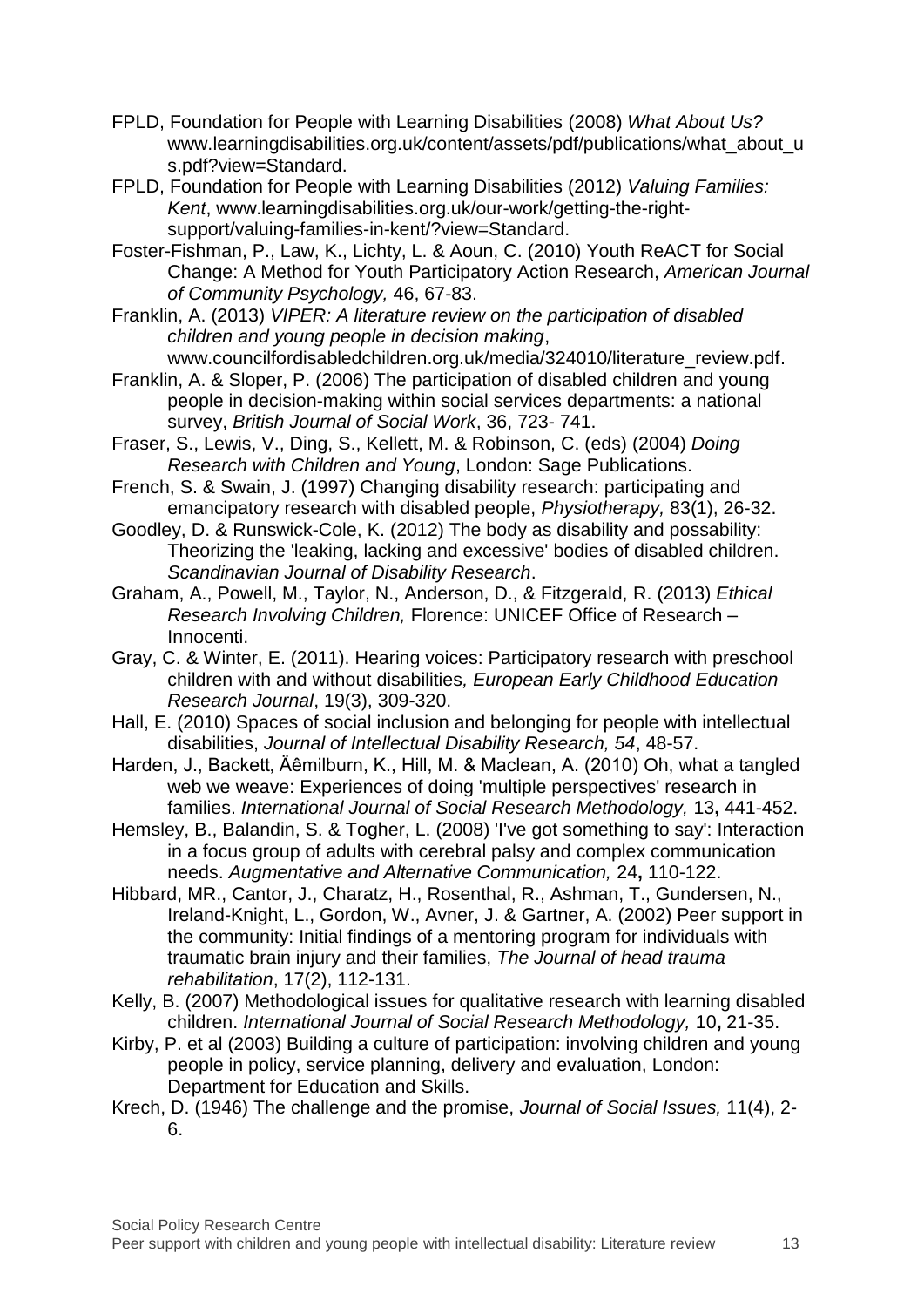FPLD, Foundation for People with Learning Disabilities (2008) *What About Us?* www.learningdisabilities.org.uk/content/assets/pdf/publications/what_about_us.pdf?view=Standard.

FPLD, Foundation for People with Learning Disabilities (2012) *Valuing Families: Kent*, www.learningdisabilities.org.uk/our-work/getting-the-right-support/valuing-families-in-kent/?view=Standard.

Foster-Fishman, P., Law, K., Lichty, L. & Aoun, C. (2010) Youth ReACT for Social Change: A Method for Youth Participatory Action Research, *American Journal of Community Psychology,* 46, 67-83.

Franklin, A. (2013) *VIPER: A literature review on the participation of disabled children and young people in decision making*, www.councilfordisabledchildren.org.uk/media/324010/literature_review.pdf.

Franklin, A. & Sloper, P. (2006) The participation of disabled children and young people in decision-making within social services departments: a national survey, *British Journal of Social Work*, 36, 723- 741.

Fraser, S., Lewis, V., Ding, S., Kellett, M. & Robinson, C. (eds) (2004) *Doing Research with Children and Young*, London: Sage Publications.

French, S. & Swain, J. (1997) Changing disability research: participating and emancipatory research with disabled people, *Physiotherapy,* 83(1), 26-32.

Goodley, D. & Runswick-Cole, K. (2012) The body as disability and possability: Theorizing the 'leaking, lacking and excessive' bodies of disabled children. *Scandinavian Journal of Disability Research*.

Graham, A., Powell, M., Taylor, N., Anderson, D., & Fitzgerald, R. (2013) *Ethical Research Involving Children,* Florence: UNICEF Office of Research – Innocenti.

Gray, C. & Winter, E. (2011). Hearing voices: Participatory research with preschool children with and without disabilities*, European Early Childhood Education Research Journal*, 19(3), 309-320.

Hall, E. (2010) Spaces of social inclusion and belonging for people with intellectual disabilities, *Journal of Intellectual Disability Research, 54*, 48-57.

Harden, J., Backett, Äêmilburn, K., Hill, M. & Maclean, A. (2010) Oh, what a tangled web we weave: Experiences of doing 'multiple perspectives' research in families. *International Journal of Social Research Methodology,* 13**,** 441-452.

Hemsley, B., Balandin, S. & Togher, L. (2008) 'I've got something to say': Interaction in a focus group of adults with cerebral palsy and complex communication needs. *Augmentative and Alternative Communication,* 24**,** 110-122.

Hibbard, MR., Cantor, J., Charatz, H., Rosenthal, R., Ashman, T., Gundersen, N., Ireland-Knight, L., Gordon, W., Avner, J. & Gartner, A. (2002) Peer support in the community: Initial findings of a mentoring program for individuals with traumatic brain injury and their families, *The Journal of head trauma rehabilitation*, 17(2), 112-131.

Kelly, B. (2007) Methodological issues for qualitative research with learning disabled children. *International Journal of Social Research Methodology,* 10**,** 21-35.

Kirby, P. et al (2003) Building a culture of participation: involving children and young people in policy, service planning, delivery and evaluation, London: Department for Education and Skills.

Krech, D. (1946) The challenge and the promise, *Journal of Social Issues,* 11(4), 2-6.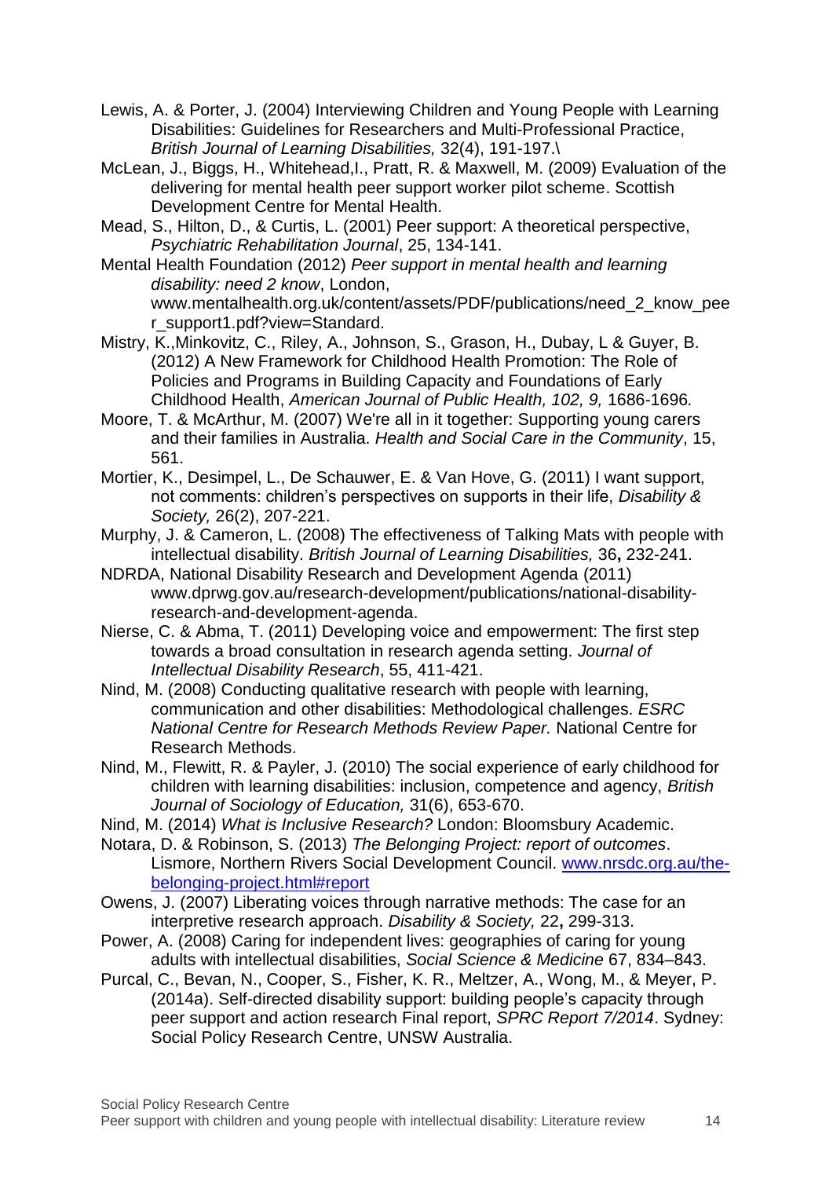Lewis, A. & Porter, J. (2004) Interviewing Children and Young People with Learning Disabilities: Guidelines for Researchers and Multi-Professional Practice, *British Journal of Learning Disabilities,* 32(4), 191-197.\

McLean, J., Biggs, H., Whitehead,I., Pratt, R. & Maxwell, M. (2009) Evaluation of the delivering for mental health peer support worker pilot scheme. Scottish Development Centre for Mental Health.

Mead, S., Hilton, D., & Curtis, L. (2001) Peer support: A theoretical perspective, *Psychiatric Rehabilitation Journal*, 25, 134-141.

Mental Health Foundation (2012) *Peer support in mental health and learning disability: need 2 know*, London, www.mentalhealth.org.uk/content/assets/PDF/publications/need_2_know_peer_support1.pdf?view=Standard.

Mistry, K.,Minkovitz, C., Riley, A., Johnson, S., Grason, H., Dubay, L & Guyer, B. (2012) A New Framework for Childhood Health Promotion: The Role of Policies and Programs in Building Capacity and Foundations of Early Childhood Health, *American Journal of Public Health, 102, 9,* 1686-1696*.*

Moore, T. & McArthur, M. (2007) We're all in it together: Supporting young carers and their families in Australia. *Health and Social Care in the Community*, 15, 561.

Mortier, K., Desimpel, L., De Schauwer, E. & Van Hove, G. (2011) I want support, not comments: children's perspectives on supports in their life, *Disability & Society,* 26(2), 207-221.

Murphy, J. & Cameron, L. (2008) The effectiveness of Talking Mats with people with intellectual disability. *British Journal of Learning Disabilities,* 36**,** 232-241.

NDRDA, National Disability Research and Development Agenda (2011) www.dprwg.gov.au/research-development/publications/national-disability-research-and-development-agenda.

Nierse, C. & Abma, T. (2011) Developing voice and empowerment: The first step towards a broad consultation in research agenda setting. *Journal of Intellectual Disability Research*, 55, 411-421.

Nind, M. (2008) Conducting qualitative research with people with learning, communication and other disabilities: Methodological challenges. *ESRC National Centre for Research Methods Review Paper.* National Centre for Research Methods.

Nind, M., Flewitt, R. & Payler, J. (2010) The social experience of early childhood for children with learning disabilities: inclusion, competence and agency, *British Journal of Sociology of Education,* 31(6), 653-670.

Nind, M. (2014) *What is Inclusive Research?* London: Bloomsbury Academic.

Notara, D. & Robinson, S. (2013) *The Belonging Project: report of outcomes*. Lismore, Northern Rivers Social Development Council. [www.nrsdc.org.au/the-belonging-project.html#report](www.nrsdc.org.au/the-belonging-project.html#report)

Owens, J. (2007) Liberating voices through narrative methods: The case for an interpretive research approach. *Disability & Society,* 22**,** 299-313.

Power, A. (2008) Caring for independent lives: geographies of caring for young adults with intellectual disabilities, *Social Science & Medicine* 67, 834–843.

Purcal, C., Bevan, N., Cooper, S., Fisher, K. R., Meltzer, A., Wong, M., & Meyer, P. (2014a). Self-directed disability support: building people's capacity through peer support and action research Final report, *SPRC Report 7/2014*. Sydney: Social Policy Research Centre, UNSW Australia.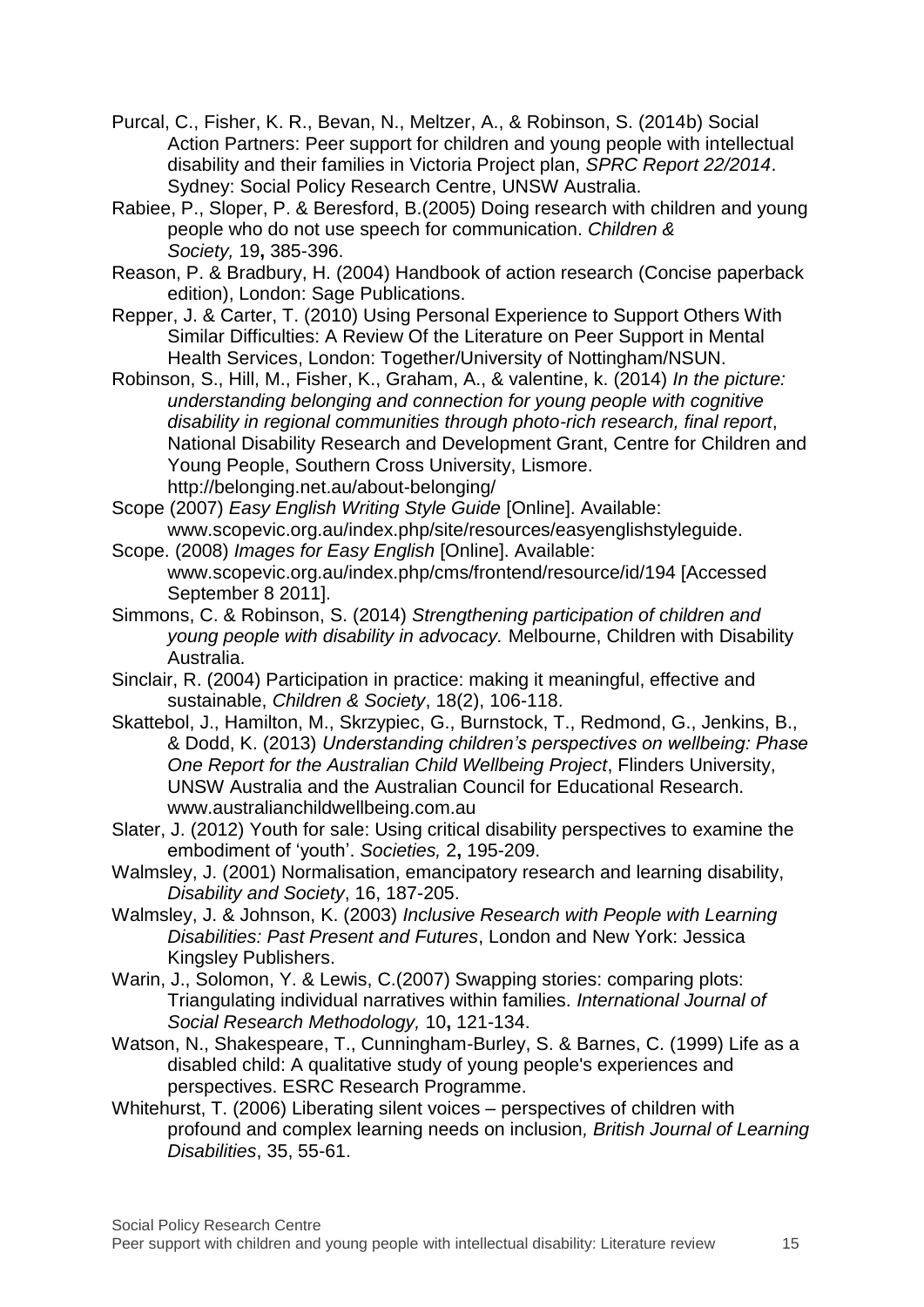Purcal, C., Fisher, K. R., Bevan, N., Meltzer, A., & Robinson, S. (2014b) Social Action Partners: Peer support for children and young people with intellectual disability and their families in Victoria Project plan, *SPRC Report 22/2014*. Sydney: Social Policy Research Centre, UNSW Australia.

Rabiee, P., Sloper, P. & Beresford, B.(2005) Doing research with children and young people who do not use speech for communication. *Children & Society,* 19**,** 385-396.

Reason, P. & Bradbury, H. (2004) Handbook of action research (Concise paperback edition), London: Sage Publications.

Repper, J. & Carter, T. (2010) Using Personal Experience to Support Others With Similar Difficulties: A Review Of the Literature on Peer Support in Mental Health Services, London: Together/University of Nottingham/NSUN.

Robinson, S., Hill, M., Fisher, K., Graham, A., & valentine, k. (2014) *In the picture: understanding belonging and connection for young people with cognitive disability in regional communities through photo-rich research, final report*, National Disability Research and Development Grant, Centre for Children and Young People, Southern Cross University, Lismore. http://belonging.net.au/about-belonging/

Scope (2007) *Easy English Writing Style Guide* [Online]. Available: www.scopevic.org.au/index.php/site/resources/easyenglishstyleguide.

Scope. (2008) *Images for Easy English* [Online]. Available: www.scopevic.org.au/index.php/cms/frontend/resource/id/194 [Accessed September 8 2011].

Simmons, C. & Robinson, S. (2014) *Strengthening participation of children and young people with disability in advocacy.* Melbourne, Children with Disability Australia.

Sinclair, R. (2004) Participation in practice: making it meaningful, effective and sustainable, *Children & Society*, 18(2), 106-118.

Skattebol, J., Hamilton, M., Skrzypiec, G., Burnstock, T., Redmond, G., Jenkins, B., & Dodd, K. (2013) *Understanding children's perspectives on wellbeing: Phase One Report for the Australian Child Wellbeing Project*, Flinders University, UNSW Australia and the Australian Council for Educational Research. www.australianchildwellbeing.com.au

Slater, J. (2012) Youth for sale: Using critical disability perspectives to examine the embodiment of 'youth'. *Societies,* 2**,** 195-209.

Walmsley, J. (2001) Normalisation, emancipatory research and learning disability, *Disability and Society*, 16, 187-205.

Walmsley, J. & Johnson, K. (2003) *Inclusive Research with People with Learning Disabilities: Past Present and Futures*, London and New York: Jessica Kingsley Publishers.

Warin, J., Solomon, Y. & Lewis, C.(2007) Swapping stories: comparing plots: Triangulating individual narratives within families. *International Journal of Social Research Methodology,* 10**,** 121-134.

Watson, N., Shakespeare, T., Cunningham-Burley, S. & Barnes, C. (1999) Life as a disabled child: A qualitative study of young people's experiences and perspectives. ESRC Research Programme.

Whitehurst, T. (2006) Liberating silent voices – perspectives of children with profound and complex learning needs on inclusion*, British Journal of Learning Disabilities*, 35, 55-61.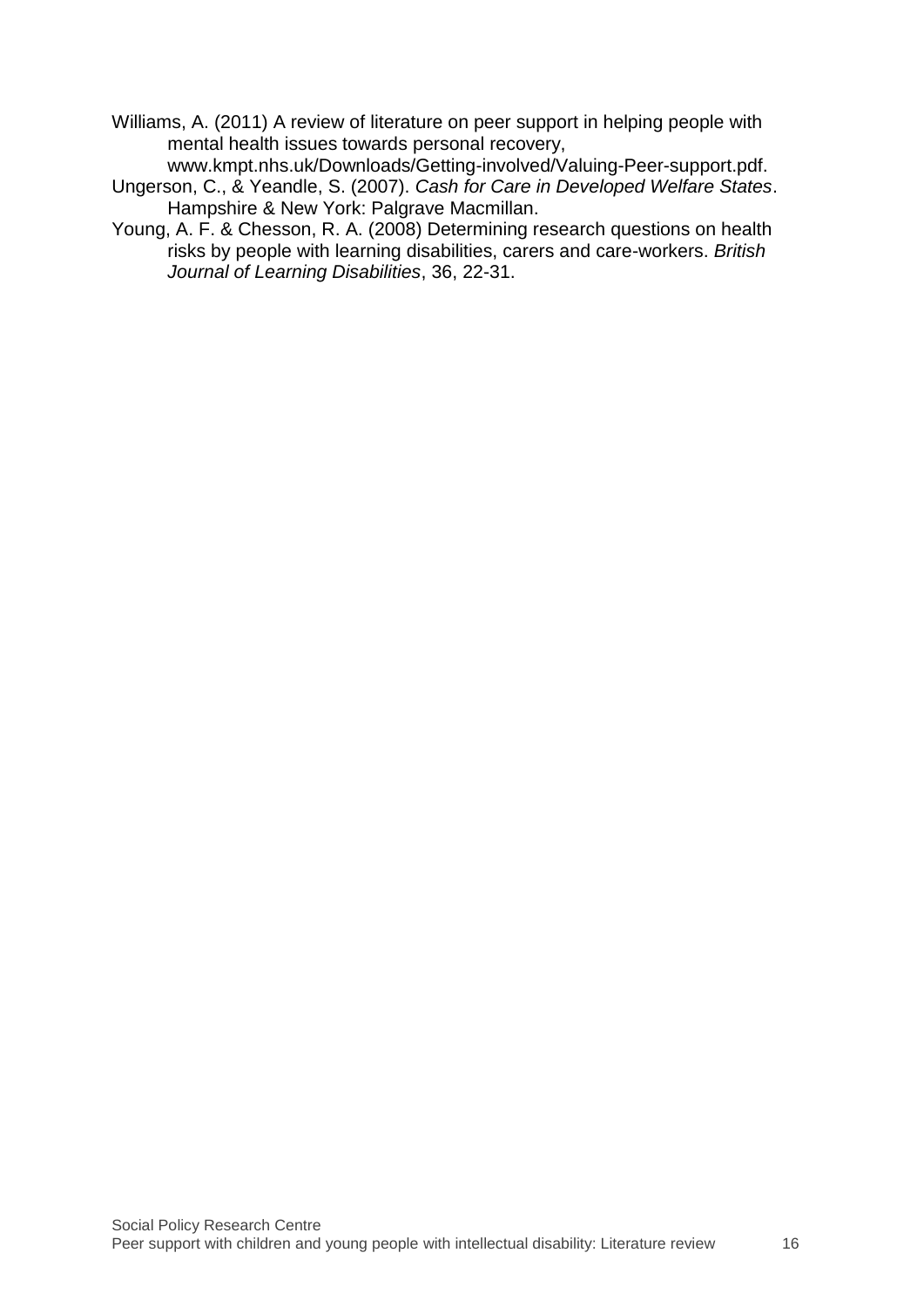Williams, A. (2011) A review of literature on peer support in helping people with mental health issues towards personal recovery, www.kmpt.nhs.uk/Downloads/Getting-involved/Valuing-Peer-support.pdf.

Ungerson, C., & Yeandle, S. (2007). *Cash for Care in Developed Welfare States*. Hampshire & New York: Palgrave Macmillan.

Young, A. F. & Chesson, R. A. (2008) Determining research questions on health risks by people with learning disabilities, carers and care-workers. *British Journal of Learning Disabilities*, 36, 22-31.